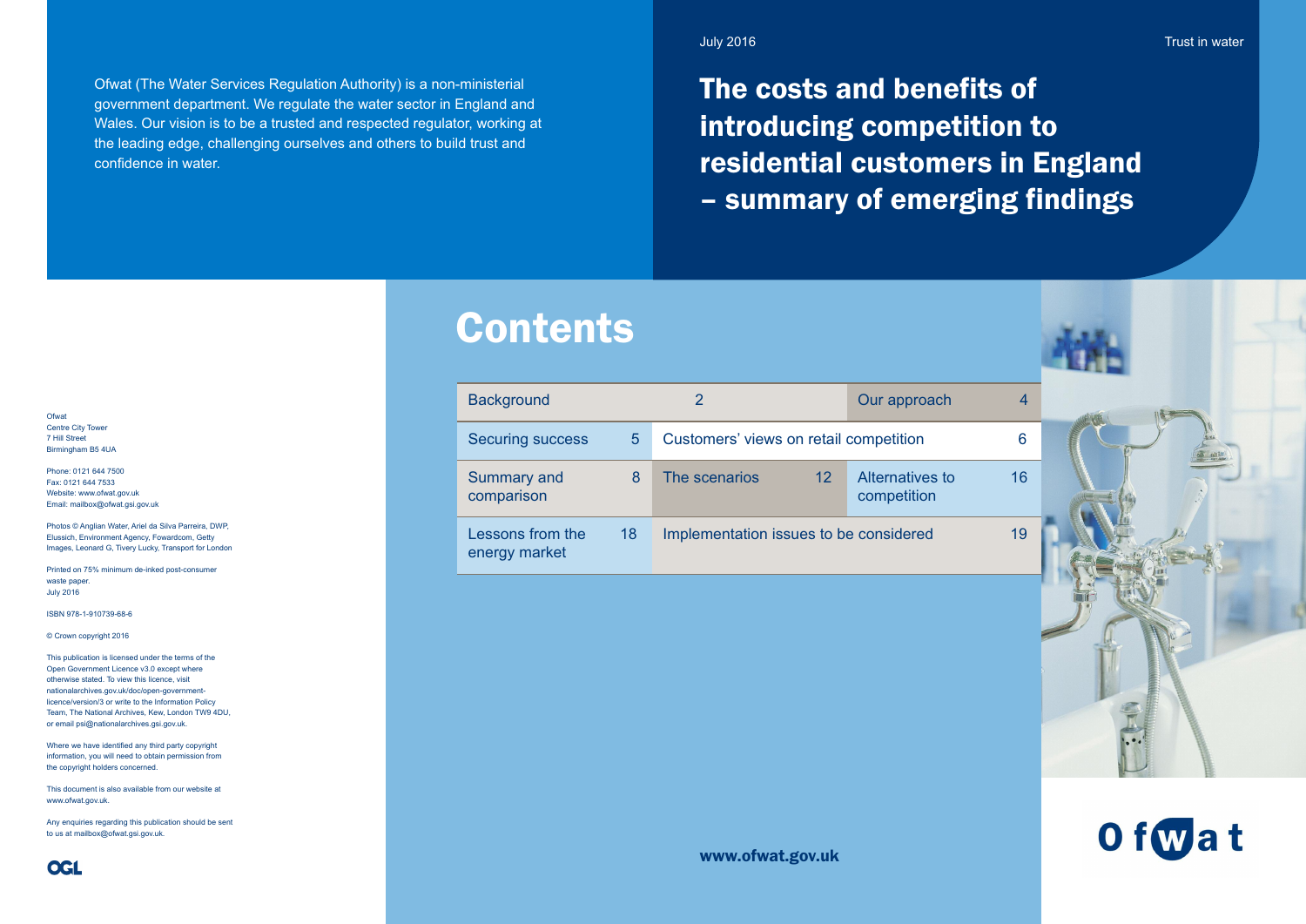July 2016

Trust in water

# The costs and benefits of introducing competition to residential customers in England – summary of emerging findings

Ofwat (The Water Services Regulation Authority) is a non-ministerial government department. We regulate the water sector in England and Wales. Our vision is to be a trusted and respected regulator, working at the leading edge, challenging ourselves and others to build trust and confidence in water.

## Contents

| Section | Page |
|---|---|
| Background | 2 |
| Our approach | 4 |
| Securing success | 5 |
| Customers' views on retail competition | 6 |
| Summary and comparison | 8 |
| The scenarios | 12 |
| Alternatives to competition | 16 |
| Lessons from the energy market | 18 |
| Implementation issues to be considered | 19 |

Ofwat
Centre City Tower
7 Hill Street
Birmingham B5 4UA

Phone: 0121 644 7500
Fax: 0121 644 7533
Website: www.ofwat.gov.uk
Email: mailbox@ofwat.gsi.gov.uk

Photos © Anglian Water, Ariel da Silva Parreira, DWP, Elussich, Environment Agency, Fowardcom, Getty Images, Leonard G, Tivery Lucky, Transport for London

Printed on 75% minimum de-inked post-consumer waste paper.
July 2016

ISBN 978-1-910739-68-6

© Crown copyright 2016

This publication is licensed under the terms of the Open Government Licence v3.0 except where otherwise stated. To view this licence, visit nationalarchives.gov.uk/doc/open-government-licence/version/3 or write to the Information Policy Team, The National Archives, Kew, London TW9 4DU, or email psi@nationalarchives.gsi.gov.uk.

Where we have identified any third party copyright information, you will need to obtain permission from the copyright holders concerned.

This document is also available from our website at www.ofwat.gov.uk.

Any enquiries regarding this publication should be sent to us at mailbox@ofwat.gsi.gov.uk.

OGL

www.ofwat.gov.uk

Ofwat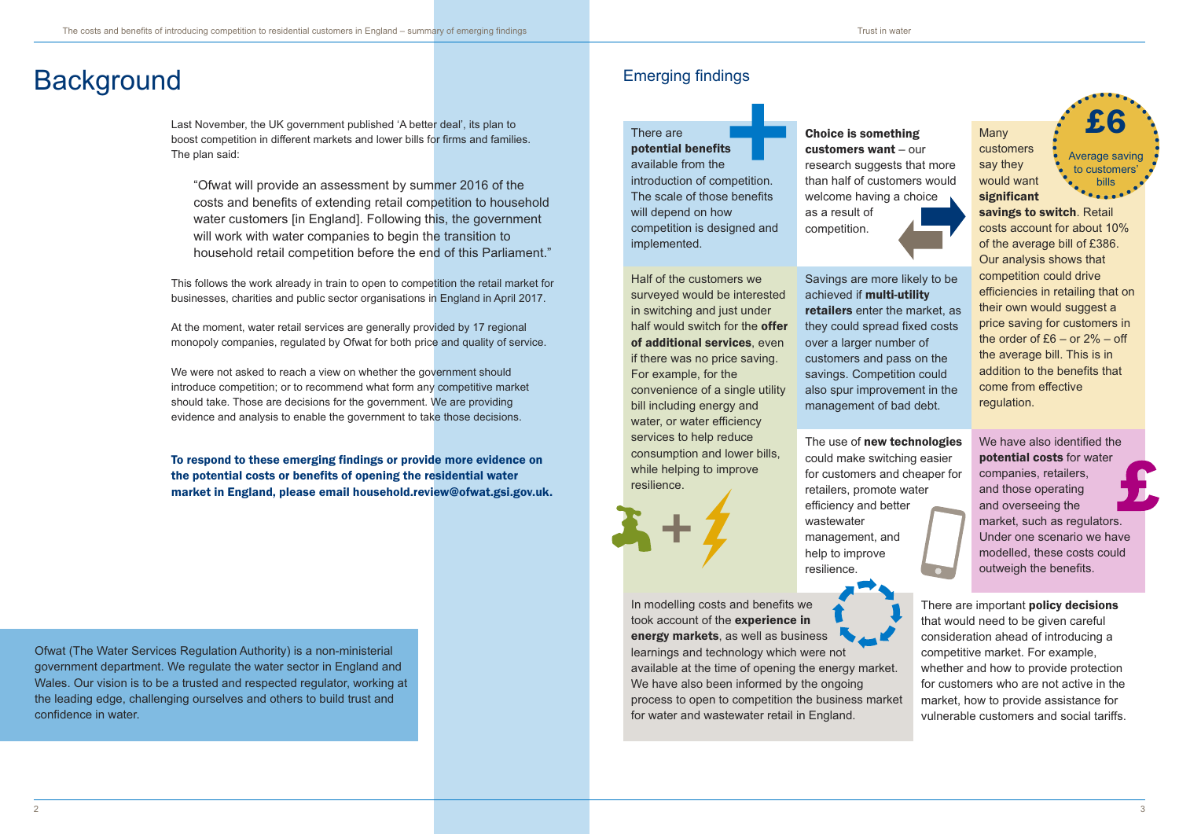# Background

Last November, the UK government published 'A better deal', its plan to boost competition in different markets and lower bills for firms and families. The plan said:

> "Ofwat will provide an assessment by summer 2016 of the costs and benefits of extending retail competition to household water customers [in England]. Following this, the government will work with water companies to begin the transition to household retail competition before the end of this Parliament."

This follows the work already in train to open to competition the retail market for businesses, charities and public sector organisations in England in April 2017.

At the moment, water retail services are generally provided by 17 regional monopoly companies, regulated by Ofwat for both price and quality of service.

We were not asked to reach a view on whether the government should introduce competition; or to recommend what form any competitive market should take. Those are decisions for the government. We are providing evidence and analysis to enable the government to take those decisions.

**To respond to these emerging findings or provide more evidence on the potential costs or benefits of opening the residential water market in England, please email household.review@ofwat.gsi.gov.uk.**

Ofwat (The Water Services Regulation Authority) is a non-ministerial government department. We regulate the water sector in England and Wales. Our vision is to be a trusted and respected regulator, working at the leading edge, challenging ourselves and others to build trust and confidence in water.

## Emerging findings

There are **potential benefits** available from the introduction of competition. The scale of those benefits will depend on how competition is designed and implemented.

**Choice is something customers want** – our research suggests that more than half of customers would welcome having a choice as a result of competition.

Many customers say they would want **significant savings to switch**. Retail costs account for about 10% of the average bill of £386. Our analysis shows that competition could drive efficiencies in retailing that on their own would suggest a price saving for customers in the order of £6 – or 2% – off the average bill. This is in addition to the benefits that come from effective regulation.

**£6** Average saving to customers' bills

Half of the customers we surveyed would be interested in switching and just under half would switch for the **offer of additional services**, even if there was no price saving. For example, for the convenience of a single utility bill including energy and water, or water efficiency services to help reduce consumption and lower bills, while helping to improve resilience.

Savings are more likely to be achieved if **multi-utility retailers** enter the market, as they could spread fixed costs over a larger number of customers and pass on the savings. Competition could also spur improvement in the management of bad debt.

The use of **new technologies** could make switching easier for customers and cheaper for retailers, promote water efficiency and better wastewater management, and help to improve resilience.

We have also identified the **potential costs** for water companies, retailers, and those operating and overseeing the market, such as regulators. Under one scenario we have modelled, these costs could outweigh the benefits.

In modelling costs and benefits we took account of the **experience in energy markets**, as well as business learnings and technology which were not available at the time of opening the energy market. We have also been informed by the ongoing process to open to competition the business market for water and wastewater retail in England.

There are important **policy decisions** that would need to be given careful consideration ahead of introducing a competitive market. For example, whether and how to provide protection for customers who are not active in the market, how to provide assistance for vulnerable customers and social tariffs.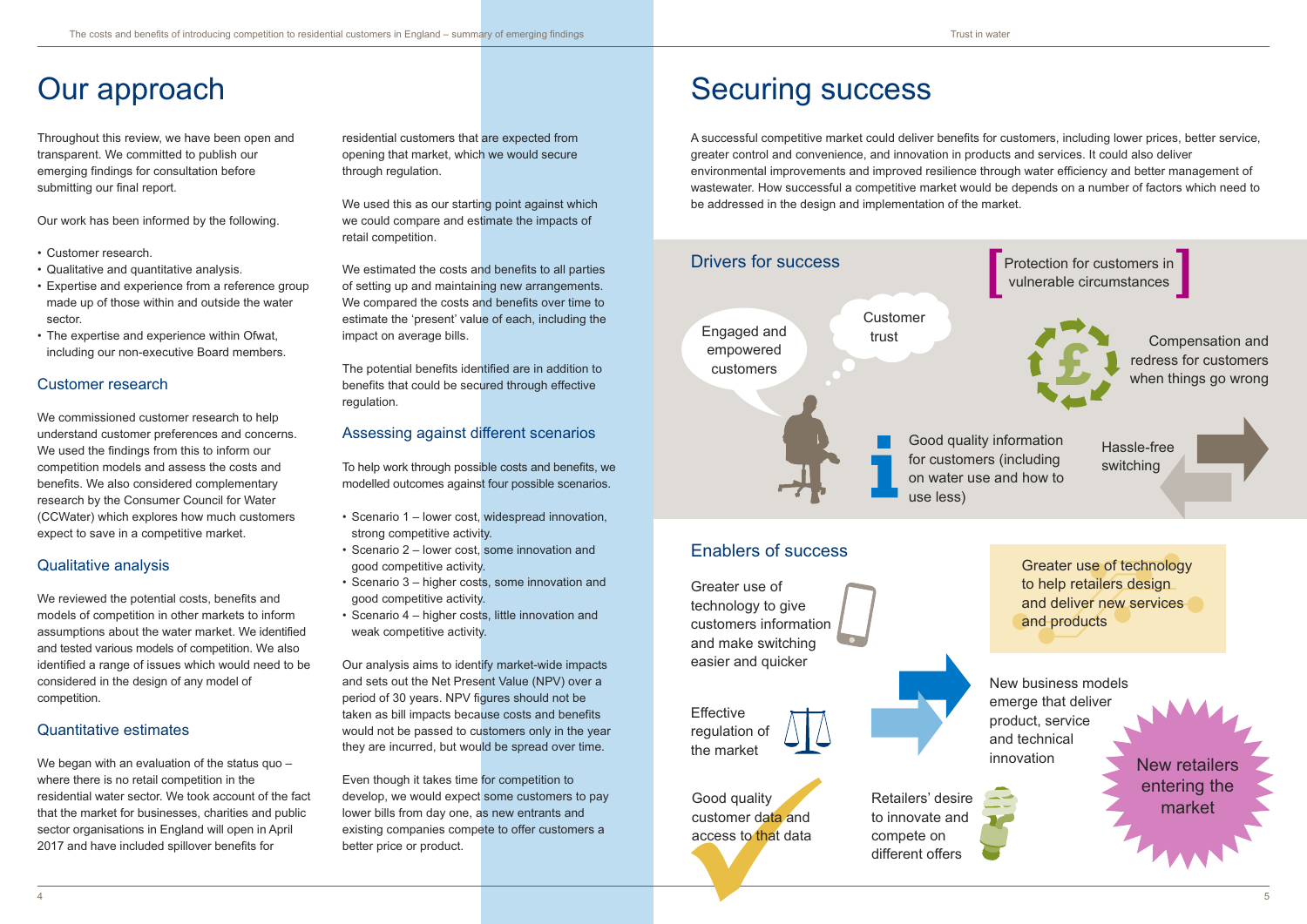# Our approach

Throughout this review, we have been open and transparent. We committed to publish our emerging findings for consultation before submitting our final report.

Our work has been informed by the following.

- Customer research.
- Qualitative and quantitative analysis.
- Expertise and experience from a reference group made up of those within and outside the water sector.
- The expertise and experience within Ofwat, including our non-executive Board members.

## Customer research

We commissioned customer research to help understand customer preferences and concerns. We used the findings from this to inform our competition models and assess the costs and benefits. We also considered complementary research by the Consumer Council for Water (CCWater) which explores how much customers expect to save in a competitive market.

## Qualitative analysis

We reviewed the potential costs, benefits and models of competition in other markets to inform assumptions about the water market. We identified and tested various models of competition. We also identified a range of issues which would need to be considered in the design of any model of competition.

## Quantitative estimates

We began with an evaluation of the status quo – where there is no retail competition in the residential water sector. We took account of the fact that the market for businesses, charities and public sector organisations in England will open in April 2017 and have included spillover benefits for residential customers that are expected from opening that market, which we would secure through regulation.

We used this as our starting point against which we could compare and estimate the impacts of retail competition.

We estimated the costs and benefits to all parties of setting up and maintaining new arrangements. We compared the costs and benefits over time to estimate the 'present' value of each, including the impact on average bills.

The potential benefits identified are in addition to benefits that could be secured through effective regulation.

## Assessing against different scenarios

To help work through possible costs and benefits, we modelled outcomes against four possible scenarios.

- Scenario 1 – lower cost, widespread innovation, strong competitive activity.
- Scenario 2 – lower cost, some innovation and good competitive activity.
- Scenario 3 – higher costs, some innovation and good competitive activity.
- Scenario 4 – higher costs, little innovation and weak competitive activity.

Our analysis aims to identify market-wide impacts and sets out the Net Present Value (NPV) over a period of 30 years. NPV figures should not be taken as bill impacts because costs and benefits would not be passed to customers only in the year they are incurred, but would be spread over time.

Even though it takes time for competition to develop, we would expect some customers to pay lower bills from day one, as new entrants and existing companies compete to offer customers a better price or product.

# Securing success

A successful competitive market could deliver benefits for customers, including lower prices, better service, greater control and convenience, and innovation in products and services. It could also deliver environmental improvements and improved resilience through water efficiency and better management of wastewater. How successful a competitive market would be depends on a number of factors which need to be addressed in the design and implementation of the market.

## Drivers for success

- Engaged and empowered customers
- Customer trust
- Protection for customers in vulnerable circumstances
- Compensation and redress for customers when things go wrong
- Good quality information for customers (including on water use and how to use less)
- Hassle-free switching

## Enablers of success

- Greater use of technology to give customers information and make switching easier and quicker
- Greater use of technology to help retailers design and deliver new services and products
- Effective regulation of the market
- New business models emerge that deliver product, service and technical innovation
- Good quality customer data and access to that data
- Retailers' desire to innovate and compete on different offers
- New retailers entering the market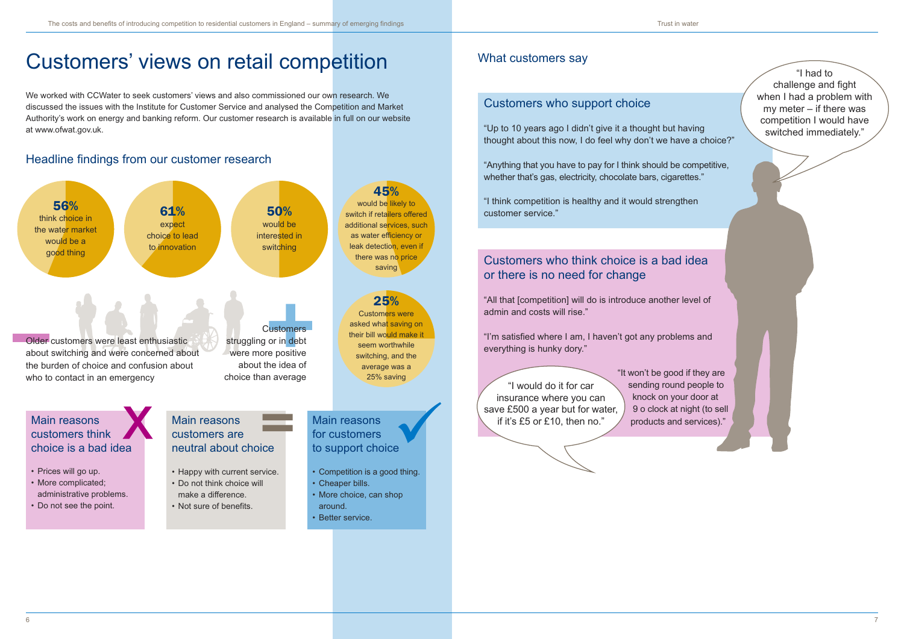# Customers' views on retail competition

We worked with CCWater to seek customers' views and also commissioned our own research. We discussed the issues with the Institute for Customer Service and analysed the Competition and Market Authority's work on energy and banking reform. Our customer research is available in full on our website at www.ofwat.gov.uk.

## Headline findings from our customer research

**56%** think choice in the water market would be a good thing

**61%** expect choice to lead to innovation

**50%** would be interested in switching

**45%** would be likely to switch if retailers offered additional services, such as water efficiency or leak detection, even if there was no price saving

**25%** Customers were asked what saving on their bill would make it seem worthwhile switching, and the average was a 25% saving

Older customers were least enthusiastic about switching and were concerned about the burden of choice and confusion about who to contact in an emergency

Customers struggling or in debt were more positive about the idea of choice than average

### Main reasons customers think choice is a bad idea

- Prices will go up.
- More complicated; administrative problems.
- Do not see the point.

### Main reasons customers are neutral about choice

- Happy with current service.
- Do not think choice will make a difference.
- Not sure of benefits.

### Main reasons to support choice

- Competition is a good thing.
- Cheaper bills.
- More choice, can shop around.
- Better service.

## What customers say

### Customers who support choice

"Up to 10 years ago I didn't give it a thought but having thought about this now, I do feel why don't we have a choice?"

"Anything that you have to pay for I think should be competitive, whether that's gas, electricity, chocolate bars, cigarettes."

"I think competition is healthy and it would strengthen customer service."

"I had to challenge and fight when I had a problem with my meter – if there was competition I would have switched immediately."

### Customers who think choice is a bad idea or there is no need for change

"All that [competition] will do is introduce another level of admin and costs will rise."

"I'm satisfied where I am, I haven't got any problems and everything is hunky dory."

"I would do it for car insurance where you can save £500 a year but for water, if it's £5 or £10, then no."

"It won't be good if they are sending round people to knock on your door at 9 o clock at night (to sell products and services)."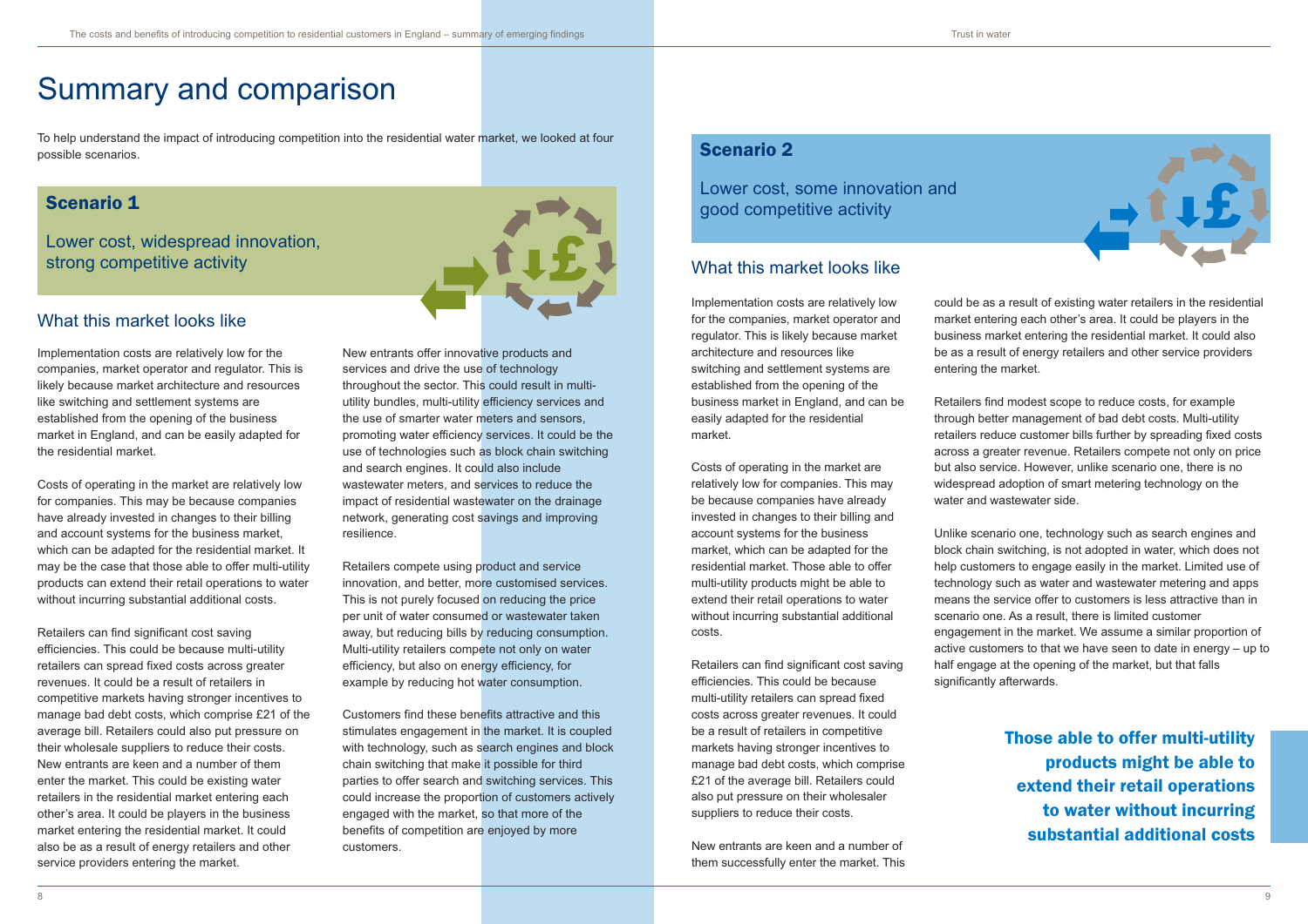# Summary and comparison

To help understand the impact of introducing competition into the residential water market, we looked at four possible scenarios.

## Scenario 1

Lower cost, widespread innovation, strong competitive activity

### What this market looks like

Implementation costs are relatively low for the companies, market operator and regulator. This is likely because market architecture and resources like switching and settlement systems are established from the opening of the business market in England, and can be easily adapted for the residential market.

Costs of operating in the market are relatively low for companies. This may be because companies have already invested in changes to their billing and account systems for the business market, which can be adapted for the residential market. It may be the case that those able to offer multi-utility products can extend their retail operations to water without incurring substantial additional costs.

Retailers can find significant cost saving efficiencies. This could be because multi-utility retailers can spread fixed costs across greater revenues. It could be a result of retailers in competitive markets having stronger incentives to manage bad debt costs, which comprise £21 of the average bill. Retailers could also put pressure on their wholesale suppliers to reduce their costs. New entrants are keen and a number of them enter the market. This could be existing water retailers in the residential market entering each other's area. It could be players in the business market entering the residential market. It could also be as a result of energy retailers and other service providers entering the market.

New entrants offer innovative products and services and drive the use of technology throughout the sector. This could result in multi-utility bundles, multi-utility efficiency services and the use of smarter water meters and sensors, promoting water efficiency services. It could be the use of technologies such as block chain switching and search engines. It could also include wastewater meters, and services to reduce the impact of residential wastewater on the drainage network, generating cost savings and improving resilience.

Retailers compete using product and service innovation, and better, more customised services. This is not purely focused on reducing the price per unit of water consumed or wastewater taken away, but reducing bills by reducing consumption. Multi-utility retailers compete not only on water efficiency, but also on energy efficiency, for example by reducing hot water consumption.

Customers find these benefits attractive and this stimulates engagement in the market. It is coupled with technology, such as search engines and block chain switching that make it possible for third parties to offer search and switching services. This could increase the proportion of customers actively engaged with the market, so that more of the benefits of competition are enjoyed by more customers.

## Scenario 2

Lower cost, some innovation and good competitive activity

### What this market looks like

Implementation costs are relatively low for the companies, market operator and regulator. This is likely because market architecture and resources like switching and settlement systems are established from the opening of the business market in England, and can be easily adapted for the residential market.

Costs of operating in the market are relatively low for companies. This may be because companies have already invested in changes to their billing and account systems for the business market, which can be adapted for the residential market. Those able to offer multi-utility products might be able to extend their retail operations to water without incurring substantial additional costs.

Retailers can find significant cost saving efficiencies. This could be because multi-utility retailers can spread fixed costs across greater revenues. It could be a result of retailers in competitive markets having stronger incentives to manage bad debt costs, which comprise £21 of the average bill. Retailers could also put pressure on their wholesaler suppliers to reduce their costs.

New entrants are keen and a number of them successfully enter the market. This could be as a result of existing water retailers in the residential market entering each other's area. It could be players in the business market entering the residential market. It could also be as a result of energy retailers and other service providers entering the market.

Retailers find modest scope to reduce costs, for example through better management of bad debt costs. Multi-utility retailers reduce customer bills further by spreading fixed costs across a greater revenue. Retailers compete not only on price but also service. However, unlike scenario one, there is no widespread adoption of smart metering technology on the water and wastewater side.

Unlike scenario one, technology such as search engines and block chain switching, is not adopted in water, which does not help customers to engage easily in the market. Limited use of technology such as water and wastewater metering and apps means the service offer to customers is less attractive than in scenario one. As a result, there is limited customer engagement in the market. We assume a similar proportion of active customers to that we have seen to date in energy – up to half engage at the opening of the market, but that falls significantly afterwards.

**Those able to offer multi-utility products might be able to extend their retail operations to water without incurring substantial additional costs**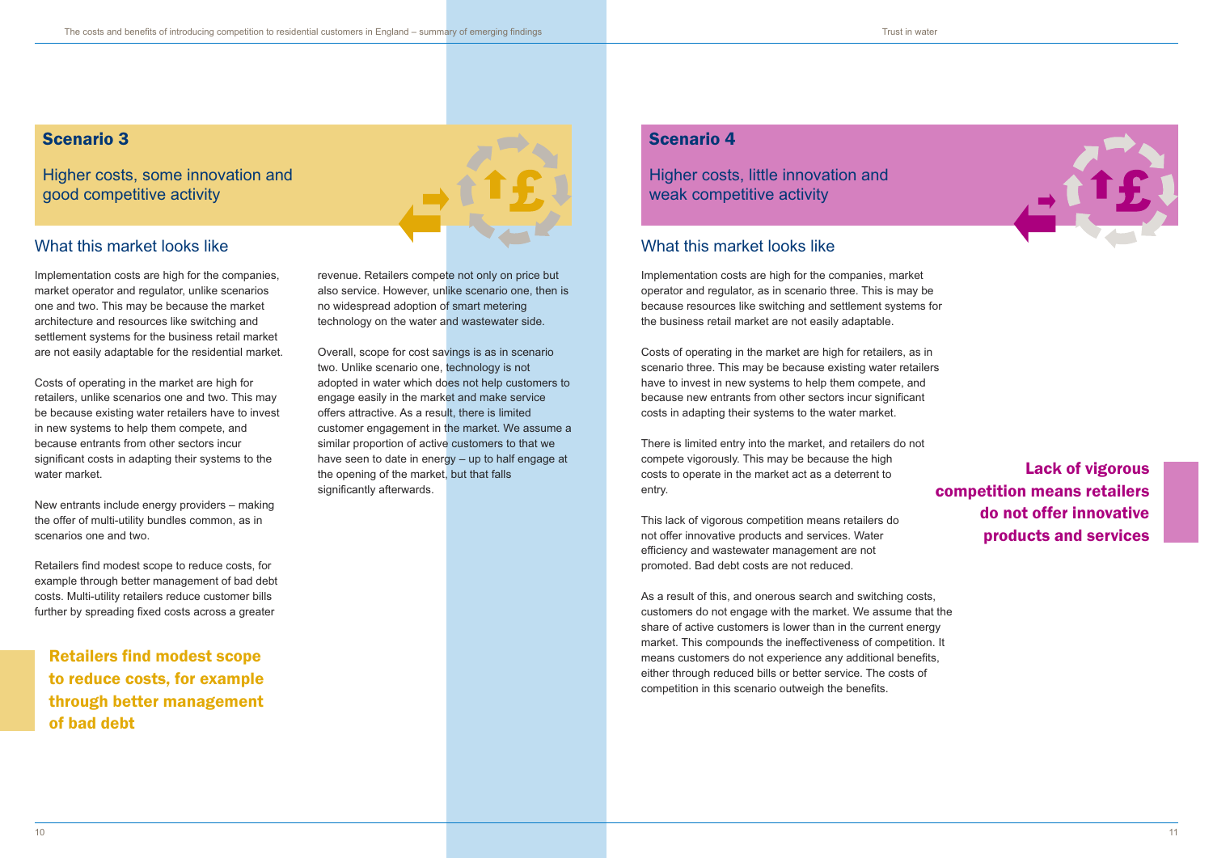## Scenario 3

Higher costs, some innovation and good competitive activity

### What this market looks like

Implementation costs are high for the companies, market operator and regulator, unlike scenarios one and two. This may be because the market architecture and resources like switching and settlement systems for the business retail market are not easily adaptable for the residential market.

Costs of operating in the market are high for retailers, unlike scenarios one and two. This may be because existing water retailers have to invest in new systems to help them compete, and because entrants from other sectors incur significant costs in adapting their systems to the water market.

New entrants include energy providers – making the offer of multi-utility bundles common, as in scenarios one and two.

Retailers find modest scope to reduce costs, for example through better management of bad debt costs. Multi-utility retailers reduce customer bills further by spreading fixed costs across a greater revenue. Retailers compete not only on price but also service. However, unlike scenario one, then is no widespread adoption of smart metering technology on the water and wastewater side.

**Retailers find modest scope to reduce costs, for example through better management of bad debt**

Overall, scope for cost savings is as in scenario two. Unlike scenario one, technology is not adopted in water which does not help customers to engage easily in the market and make service offers attractive. As a result, there is limited customer engagement in the market. We assume a similar proportion of active customers to that we have seen to date in energy – up to half engage at the opening of the market, but that falls significantly afterwards.

## Scenario 4

Higher costs, little innovation and weak competitive activity

### What this market looks like

Implementation costs are high for the companies, market operator and regulator, as in scenario three. This is may be because resources like switching and settlement systems for the business retail market are not easily adaptable.

Costs of operating in the market are high for retailers, as in scenario three. This may be because existing water retailers have to invest in new systems to help them compete, and because new entrants from other sectors incur significant costs in adapting their systems to the water market.

There is limited entry into the market, and retailers do not compete vigorously. This may be because the high costs to operate in the market act as a deterrent to entry.

This lack of vigorous competition means retailers do not offer innovative products and services. Water efficiency and wastewater management are not promoted. Bad debt costs are not reduced.

**Lack of vigorous competition means retailers do not offer innovative products and services**

As a result of this, and onerous search and switching costs, customers do not engage with the market. We assume that the share of active customers is lower than in the current energy market. This compounds the ineffectiveness of competition. It means customers do not experience any additional benefits, either through reduced bills or better service. The costs of competition in this scenario outweigh the benefits.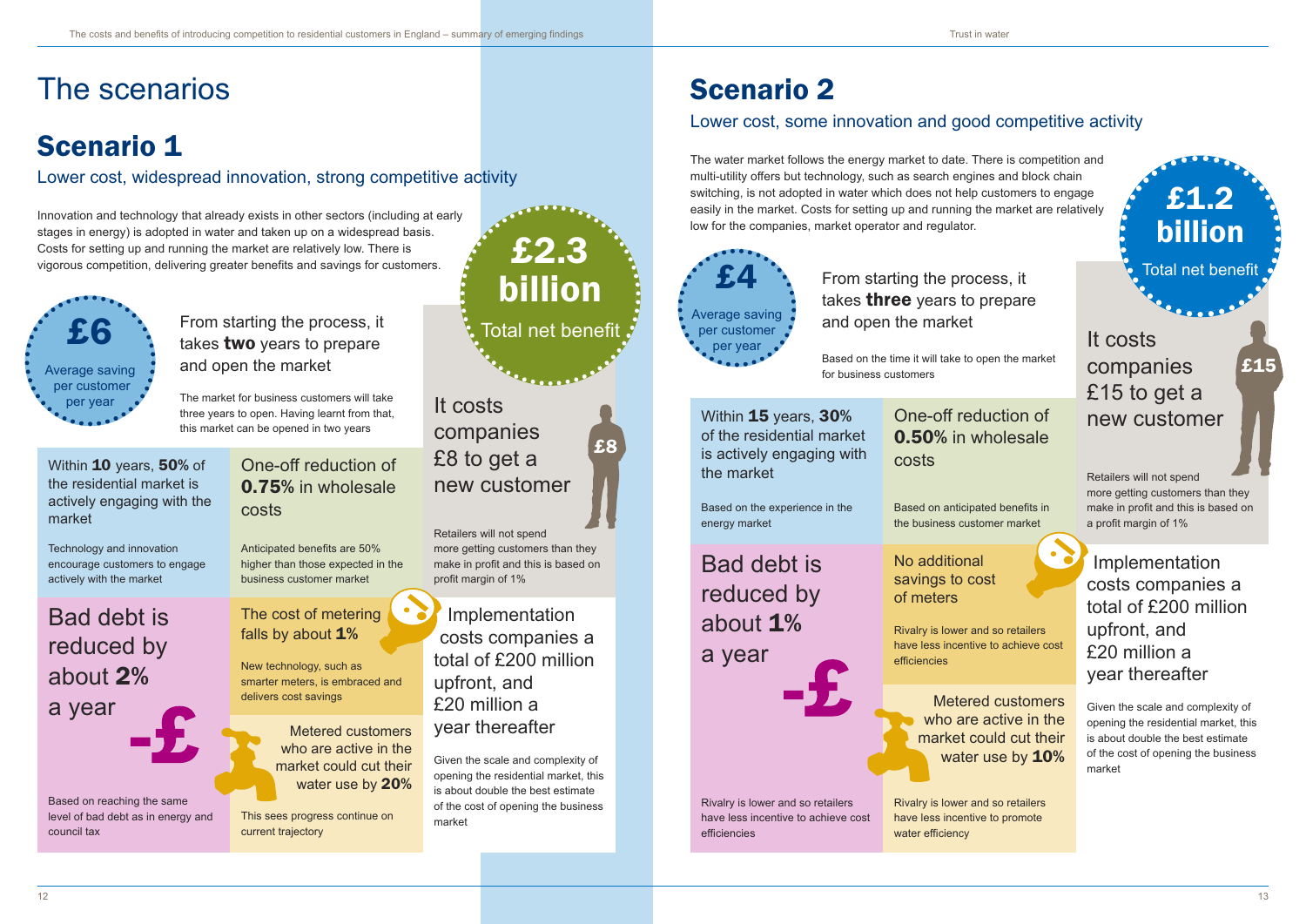# The scenarios

## Scenario 1

### Lower cost, widespread innovation, strong competitive activity

Innovation and technology that already exists in other sectors (including at early stages in energy) is adopted in water and taken up on a widespread basis. Costs for setting up and running the market are relatively low. There is vigorous competition, delivering greater benefits and savings for customers.

**£2.3 billion** Total net benefit

**£6** Average saving per customer per year

From starting the process, it takes **two** years to prepare and open the market

The market for business customers will take three years to open. Having learnt from that, this market can be opened in two years

It costs companies £8 to get a new customer

Retailers will not spend more getting customers than they make in profit and this is based on profit margin of 1%

Within **10** years, **50%** of the residential market is actively engaging with the market

Technology and innovation encourage customers to engage actively with the market

One-off reduction of **0.75%** in wholesale costs

Anticipated benefits are 50% higher than those expected in the business customer market

Bad debt is reduced by about **2%** a year

Based on reaching the same level of bad debt as in energy and council tax

The cost of metering falls by about **1%**

New technology, such as smarter meters, is embraced and delivers cost savings

Metered customers who are active in the market could cut their water use by **20%**

This sees progress continue on current trajectory

Implementation costs companies a total of £200 million upfront, and £20 million a year thereafter

Given the scale and complexity of opening the residential market, this is about double the best estimate of the cost of opening the business market

## Scenario 2

### Lower cost, some innovation and good competitive activity

The water market follows the energy market to date. There is competition and multi-utility offers but technology, such as search engines and block chain switching, is not adopted in water which does not help customers to engage easily in the market. Costs for setting up and running the market are relatively low for the companies, market operator and regulator.

**£1.2 billion** Total net benefit

**£4** Average saving per customer per year

From starting the process, it takes **three** years to prepare and open the market

Based on the time it will take to open the market for business customers

It costs companies £15 to get a new customer

Retailers will not spend more getting customers than they make in profit and this is based on a profit margin of 1%

Within **15** years, **30%** of the residential market is actively engaging with the market

Based on the experience in the energy market

One-off reduction of **0.50%** in wholesale costs

Based on anticipated benefits in the business customer market

Bad debt is reduced by about **1%** a year

Rivalry is lower and so retailers have less incentive to achieve cost efficiencies

No additional savings to cost of meters

Rivalry is lower and so retailers have less incentive to achieve cost efficiencies

Metered customers who are active in the market could cut their water use by **10%**

Rivalry is lower and so retailers have less incentive to promote water efficiency

Implementation costs companies a total of £200 million upfront, and £20 million a year thereafter

Given the scale and complexity of opening the residential market, this is about double the best estimate of the cost of opening the business market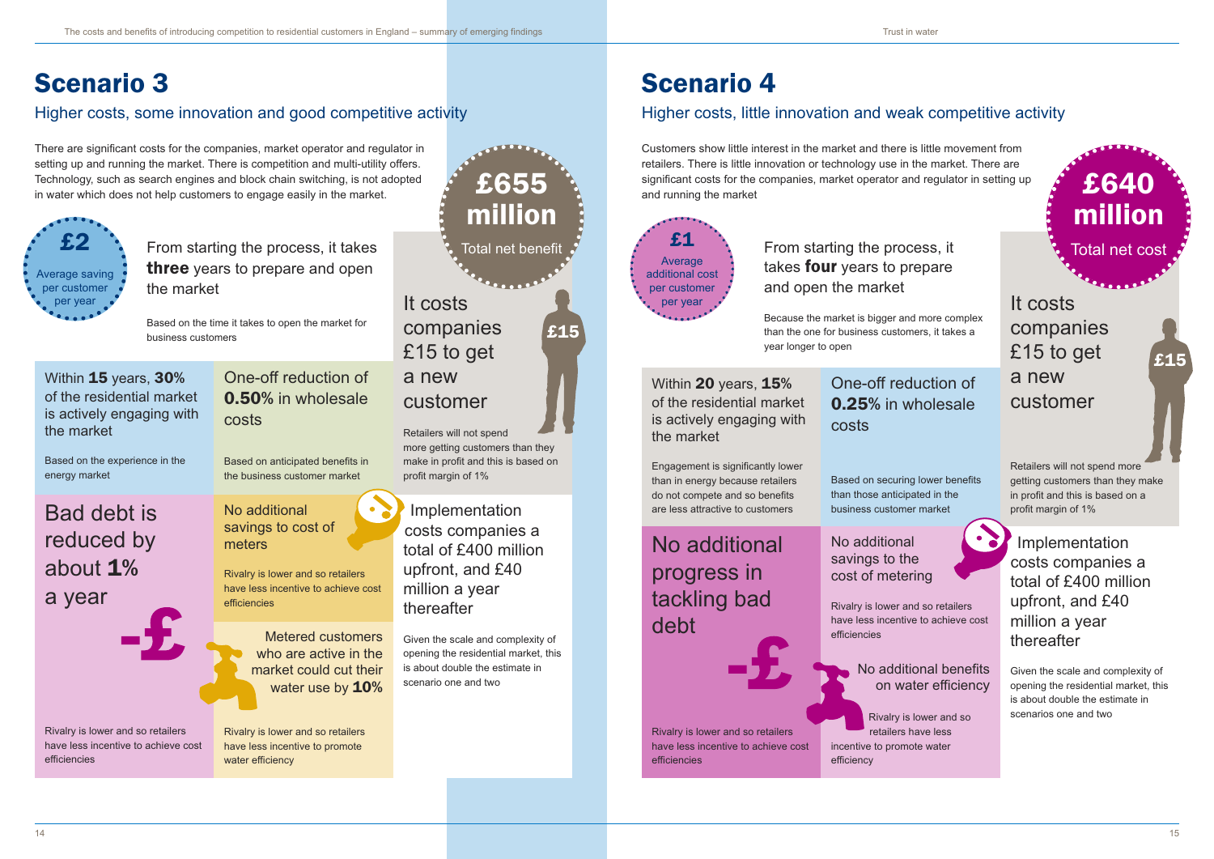# Scenario 3

## Higher costs, some innovation and good competitive activity

There are significant costs for the companies, market operator and regulator in setting up and running the market. There is competition and multi-utility offers. Technology, such as search engines and block chain switching, is not adopted in water which does not help customers to engage easily in the market.

**£655 million** Total net benefit

**£2** Average saving per customer per year

From starting the process, it takes **three** years to prepare and open the market

Based on the time it takes to open the market for business customers

It costs companies £15 to get a new customer

**£15**

Retailers will not spend more getting customers than they make in profit and this is based on profit margin of 1%

Within **15** years, **30%** of the residential market is actively engaging with the market

Based on the experience in the energy market

One-off reduction of **0.50%** in wholesale costs

Based on anticipated benefits in the business customer market

Bad debt is reduced by about **1%** a year

Rivalry is lower and so retailers have less incentive to achieve cost efficiencies

No additional savings to cost of meters

Rivalry is lower and so retailers have less incentive to achieve cost efficiencies

Metered customers who are active in the market could cut their water use by **10%**

Rivalry is lower and so retailers have less incentive to promote water efficiency

Implementation costs companies a total of £400 million upfront, and £40 million a year thereafter

Given the scale and complexity of opening the residential market, this is about double the estimate in scenario one and two

# Scenario 4

## Higher costs, little innovation and weak competitive activity

Customers show little interest in the market and there is little movement from retailers. There is little innovation or technology use in the market. There are significant costs for the companies, market operator and regulator in setting up and running the market

**£640 million** Total net cost

**£1** Average additional cost per customer per year

From starting the process, it takes **four** years to prepare and open the market

Because the market is bigger and more complex than the one for business customers, it takes a year longer to open

It costs companies £15 to get a new customer

**£15**

Retailers will not spend more getting customers than they make in profit and this is based on a profit margin of 1%

Within **20** years, **15%** of the residential market is actively engaging with the market

Engagement is significantly lower than in energy because retailers do not compete and so benefits are less attractive to customers

One-off reduction of **0.25%** in wholesale costs

Based on securing lower benefits than those anticipated in the business customer market

No additional progress in tackling bad debt

Rivalry is lower and so retailers have less incentive to achieve cost efficiencies

No additional savings to the cost of metering

Rivalry is lower and so retailers have less incentive to achieve cost efficiencies

No additional benefits on water efficiency

Rivalry is lower and so retailers have less incentive to promote water efficiency

Implementation costs companies a total of £400 million upfront, and £40 million a year thereafter

Given the scale and complexity of opening the residential market, this is about double the estimate in scenarios one and two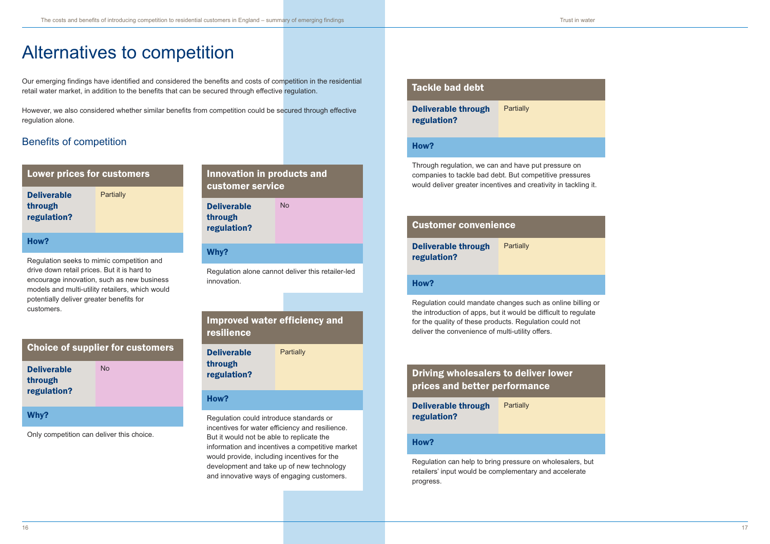# Alternatives to competition

Our emerging findings have identified and considered the benefits and costs of competition in the residential retail water market, in addition to the benefits that can be secured through effective regulation.

However, we also considered whether similar benefits from competition could be secured through effective regulation alone.

## Benefits of competition

### Lower prices for customers

| Deliverable through regulation? | Partially |
|---|---|

**How?**

Regulation seeks to mimic competition and drive down retail prices. But it is hard to encourage innovation, such as new business models and multi-utility retailers, which would potentially deliver greater benefits for customers.

### Choice of supplier for customers

| Deliverable through regulation? | No |
|---|---|

**Why?**

Only competition can deliver this choice.

### Innovation in products and customer service

| Deliverable through regulation? | No |
|---|---|

**Why?**

Regulation alone cannot deliver this retailer-led innovation.

### Improved water efficiency and resilience

| Deliverable through regulation? | Partially |
|---|---|

**How?**

Regulation could introduce standards or incentives for water efficiency and resilience. But it would not be able to replicate the information and incentives a competitive market would provide, including incentives for the development and take up of new technology and innovative ways of engaging customers.

### Tackle bad debt

| Deliverable through regulation? | Partially |
|---|---|

**How?**

Through regulation, we can and have put pressure on companies to tackle bad debt. But competitive pressures would deliver greater incentives and creativity in tackling it.

### Customer convenience

| Deliverable through regulation? | Partially |
|---|---|

**How?**

Regulation could mandate changes such as online billing or the introduction of apps, but it would be difficult to regulate for the quality of these products. Regulation could not deliver the convenience of multi-utility offers.

### Driving wholesalers to deliver lower prices and better performance

| Deliverable through regulation? | Partially |
|---|---|

**How?**

Regulation can help to bring pressure on wholesalers, but retailers' input would be complementary and accelerate progress.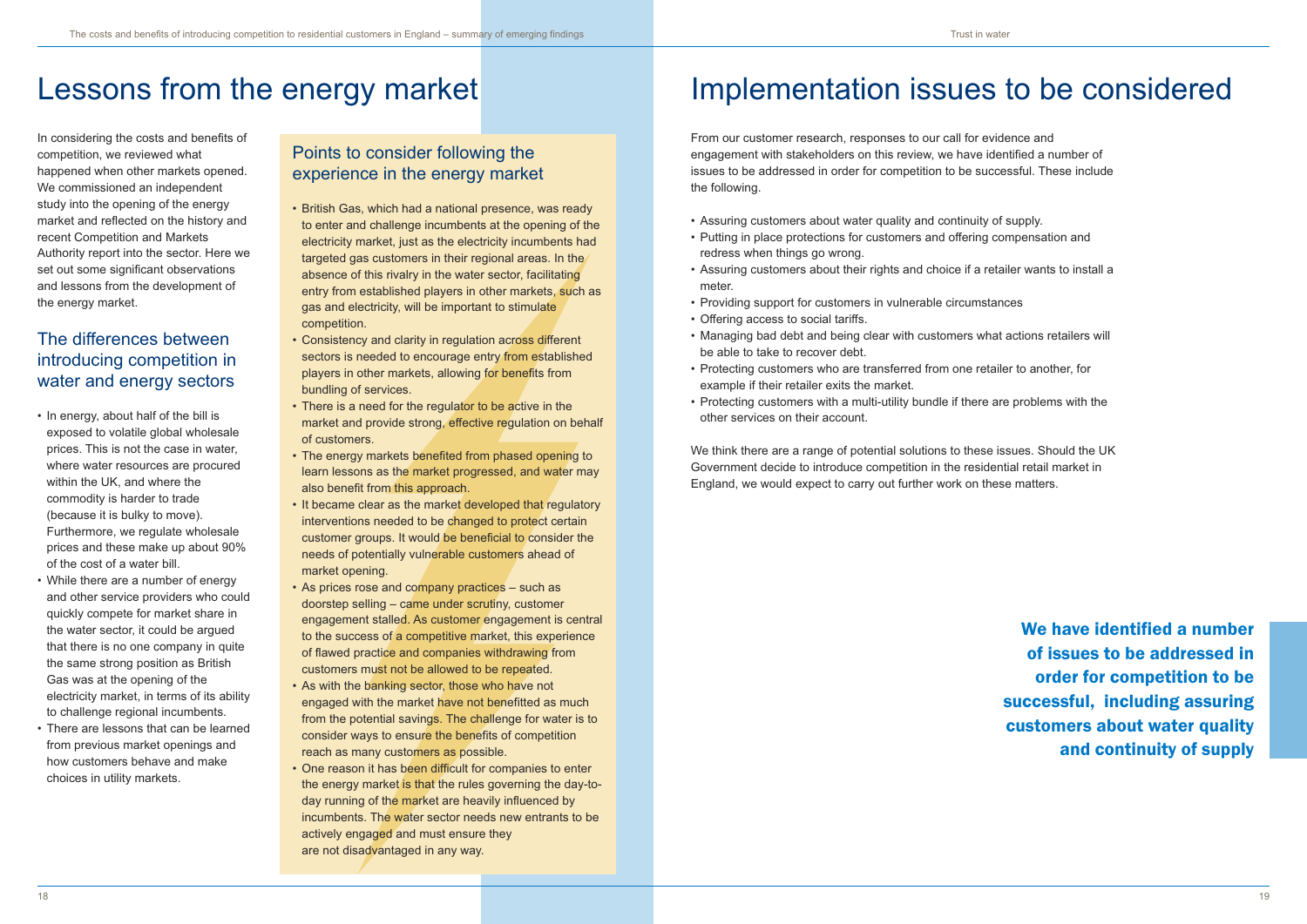# Lessons from the energy market

In considering the costs and benefits of competition, we reviewed what happened when other markets opened. We commissioned an independent study into the opening of the energy market and reflected on the history and recent Competition and Markets Authority report into the sector. Here we set out some significant observations and lessons from the development of the energy market.

## The differences between introducing competition in water and energy sectors

- In energy, about half of the bill is exposed to volatile global wholesale prices. This is not the case in water, where water resources are procured within the UK, and where the commodity is harder to trade (because it is bulky to move). Furthermore, we regulate wholesale prices and these make up about 90% of the cost of a water bill.
- While there are a number of energy and other service providers who could quickly compete for market share in the water sector, it could be argued that there is no one company in quite the same strong position as British Gas was at the opening of the electricity market, in terms of its ability to challenge regional incumbents.
- There are lessons that can be learned from previous market openings and how customers behave and make choices in utility markets.

## Points to consider following the experience in the energy market

- British Gas, which had a national presence, was ready to enter and challenge incumbents at the opening of the electricity market, just as the electricity incumbents had targeted gas customers in their regional areas. In the absence of this rivalry in the water sector, facilitating entry from established players in other markets, such as gas and electricity, will be important to stimulate competition.
- Consistency and clarity in regulation across different sectors is needed to encourage entry from established players in other markets, allowing for benefits from bundling of services.
- There is a need for the regulator to be active in the market and provide strong, effective regulation on behalf of customers.
- The energy markets benefited from phased opening to learn lessons as the market progressed, and water may also benefit from this approach.
- It became clear as the market developed that regulatory interventions needed to be changed to protect certain customer groups. It would be beneficial to consider the needs of potentially vulnerable customers ahead of market opening.
- As prices rose and company practices – such as doorstep selling – came under scrutiny, customer engagement stalled. As customer engagement is central to the success of a competitive market, this experience of flawed practice and companies withdrawing from customers must not be allowed to be repeated.
- As with the banking sector, those who have not engaged with the market have not benefitted as much from the potential savings. The challenge for water is to consider ways to ensure the benefits of competition reach as many customers as possible.
- One reason it has been difficult for companies to enter the energy market is that the rules governing the day-to-day running of the market are heavily influenced by incumbents. The water sector needs new entrants to be actively engaged and must ensure they are not disadvantaged in any way.

# Implementation issues to be considered

From our customer research, responses to our call for evidence and engagement with stakeholders on this review, we have identified a number of issues to be addressed in order for competition to be successful. These include the following.

- Assuring customers about water quality and continuity of supply.
- Putting in place protections for customers and offering compensation and redress when things go wrong.
- Assuring customers about their rights and choice if a retailer wants to install a meter.
- Providing support for customers in vulnerable circumstances
- Offering access to social tariffs.
- Managing bad debt and being clear with customers what actions retailers will be able to take to recover debt.
- Protecting customers who are transferred from one retailer to another, for example if their retailer exits the market.
- Protecting customers with a multi-utility bundle if there are problems with the other services on their account.

We think there are a range of potential solutions to these issues. Should the UK Government decide to introduce competition in the residential retail market in England, we would expect to carry out further work on these matters.

**We have identified a number of issues to be addressed in order for competition to be successful, including assuring customers about water quality and continuity of supply**